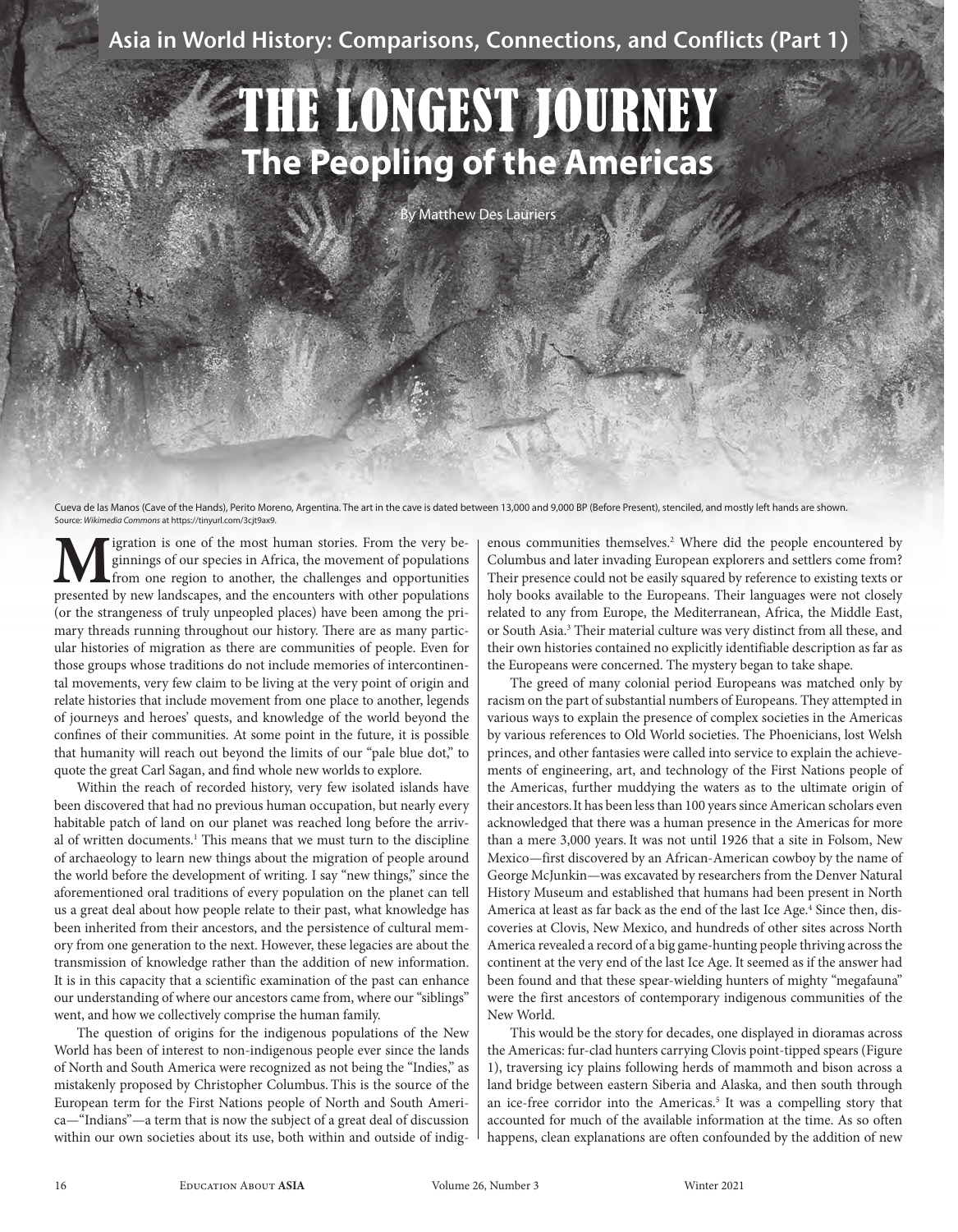Asia in World History: Comparisons, Connections, and Conflicts (Part 1)

# THE LONGEST JOURNEY

## The Peopling of the Americas

By Matthew Des Lauriers

Cueva de las Manos (Cave of the Hands), Perito Moreno, Argentina. The art in the cave is dated between 13,000 and 9,000 BP (Before Present), stenciled, and mostly left hands are shown.
Source: *Wikimedia Commons* at https://tinyurl.com/3cjt9ax9.

Migration is one of the most human stories. From the very beginnings of our species in Africa, the movement of populations from one region to another, the challenges and opportunities presented by new landscapes, and the encounters with other populations (or the strangeness of truly unpeopled places) have been among the primary threads running throughout our history. There are as many particular histories of migration as there are communities of people. Even for those groups whose traditions do not include memories of intercontinental movements, very few claim to be living at the very point of origin and relate histories that include movement from one place to another, legends of journeys and heroes' quests, and knowledge of the world beyond the confines of their communities. At some point in the future, it is possible that humanity will reach out beyond the limits of our "pale blue dot," to quote the great Carl Sagan, and find whole new worlds to explore.

Within the reach of recorded history, very few isolated islands have been discovered that had no previous human occupation, but nearly every habitable patch of land on our planet was reached long before the arrival of written documents.[1] This means that we must turn to the discipline of archaeology to learn new things about the migration of people around the world before the development of writing. I say "new things," since the aforementioned oral traditions of every population on the planet can tell us a great deal about how people relate to their past, what knowledge has been inherited from their ancestors, and the persistence of cultural memory from one generation to the next. However, these legacies are about the transmission of knowledge rather than the addition of new information. It is in this capacity that a scientific examination of the past can enhance our understanding of where our ancestors came from, where our "siblings" went, and how we collectively comprise the human family.

The question of origins for the indigenous populations of the New World has been of interest to non-indigenous people ever since the lands of North and South America were recognized as not being the "Indies," as mistakenly proposed by Christopher Columbus. This is the source of the European term for the First Nations people of North and South America—"Indians"—a term that is now the subject of a great deal of discussion within our own societies about its use, both within and outside of indigenous communities themselves.[2] Where did the people encountered by Columbus and later invading European explorers and settlers come from? Their presence could not be easily squared by reference to existing texts or holy books available to the Europeans. Their languages were not closely related to any from Europe, the Mediterranean, Africa, the Middle East, or South Asia.[3] Their material culture was very distinct from all these, and their own histories contained no explicitly identifiable description as far as the Europeans were concerned. The mystery began to take shape.

The greed of many colonial period Europeans was matched only by racism on the part of substantial numbers of Europeans. They attempted in various ways to explain the presence of complex societies in the Americas by various references to Old World societies. The Phoenicians, lost Welsh princes, and other fantasies were called into service to explain the achievements of engineering, art, and technology of the First Nations people of the Americas, further muddying the waters as to the ultimate origin of their ancestors. It has been less than 100 years since American scholars even acknowledged that there was a human presence in the Americas for more than a mere 3,000 years. It was not until 1926 that a site in Folsom, New Mexico—first discovered by an African-American cowboy by the name of George McJunkin—was excavated by researchers from the Denver Natural History Museum and established that humans had been present in North America at least as far back as the end of the last Ice Age.[4] Since then, discoveries at Clovis, New Mexico, and hundreds of other sites across North America revealed a record of a big game-hunting people thriving across the continent at the very end of the last Ice Age. It seemed as if the answer had been found and that these spear-wielding hunters of mighty "megafauna" were the first ancestors of contemporary indigenous communities of the New World.

This would be the story for decades, one displayed in dioramas across the Americas: fur-clad hunters carrying Clovis point-tipped spears (Figure 1), traversing icy plains following herds of mammoth and bison across a land bridge between eastern Siberia and Alaska, and then south through an ice-free corridor into the Americas.[5] It was a compelling story that accounted for much of the available information at the time. As so often happens, clean explanations are often confounded by the addition of new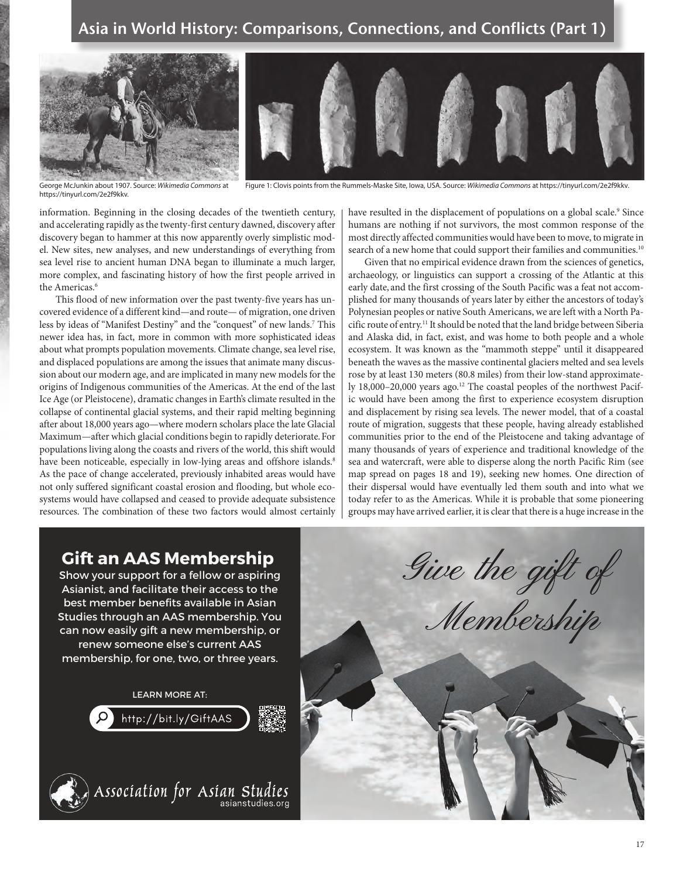George McJunkin about 1907. Source: *Wikimedia Commons* at https://tinyurl.com/2e2f9kkv.

Figure 1: Clovis points from the Rummels-Maske Site, Iowa, USA. Source: *Wikimedia Commons* at https://tinyurl.com/2e2f9kkv.

information. Beginning in the closing decades of the twentieth century, and accelerating rapidly as the twenty-first century dawned, discovery after discovery began to hammer at this now apparently overly simplistic model. New sites, new analyses, and new understandings of everything from sea level rise to ancient human DNA began to illuminate a much larger, more complex, and fascinating history of how the first people arrived in the Americas.[6]

This flood of new information over the past twenty-five years has uncovered evidence of a different kind—and route— of migration, one driven less by ideas of "Manifest Destiny" and the "conquest" of new lands.[7] This newer idea has, in fact, more in common with more sophisticated ideas about what prompts population movements. Climate change, sea level rise, and displaced populations are among the issues that animate many discussion about our modern age, and are implicated in many new models for the origins of Indigenous communities of the Americas. At the end of the last Ice Age (or Pleistocene), dramatic changes in Earth's climate resulted in the collapse of continental glacial systems, and their rapid melting beginning after about 18,000 years ago—where modern scholars place the late Glacial Maximum—after which glacial conditions begin to rapidly deteriorate. For populations living along the coasts and rivers of the world, this shift would have been noticeable, especially in low-lying areas and offshore islands.[8] As the pace of change accelerated, previously inhabited areas would have not only suffered significant coastal erosion and flooding, but whole ecosystems would have collapsed and ceased to provide adequate subsistence resources. The combination of these two factors would almost certainly have resulted in the displacement of populations on a global scale.[9] Since humans are nothing if not survivors, the most common response of the most directly affected communities would have been to move, to migrate in search of a new home that could support their families and communities.[10]

Given that no empirical evidence drawn from the sciences of genetics, archaeology, or linguistics can support a crossing of the Atlantic at this early date, and the first crossing of the South Pacific was a feat not accomplished for many thousands of years later by either the ancestors of today's Polynesian peoples or native South Americans, we are left with a North Pacific route of entry.[11] It should be noted that the land bridge between Siberia and Alaska did, in fact, exist, and was home to both people and a whole ecosystem. It was known as the "mammoth steppe" until it disappeared beneath the waves as the massive continental glaciers melted and sea levels rose by at least 130 meters (80.8 miles) from their low-stand approximately 18,000–20,000 years ago.[12] The coastal peoples of the northwest Pacific would have been among the first to experience ecosystem disruption and displacement by rising sea levels. The newer model, that of a coastal route of migration, suggests that these people, having already established communities prior to the end of the Pleistocene and taking advantage of many thousands of years of experience and traditional knowledge of the sea and watercraft, were able to disperse along the north Pacific Rim (see map spread on pages 18 and 19), seeking new homes. One direction of their dispersal would have eventually led them south and into what we today refer to as the Americas. While it is probable that some pioneering groups may have arrived earlier, it is clear that there is a huge increase in the

## Gift an AAS Membership

Show your support for a fellow or aspiring Asianist, and facilitate their access to the best member benefits available in Asian Studies through an AAS membership. You can now easily gift a new membership, or renew someone else's current AAS membership, for one, two, or three years.

LEARN MORE AT:

http://bit.ly/GiftAAS

Association for Asian Studies
asianstudies.org

*Give the gift of Membership*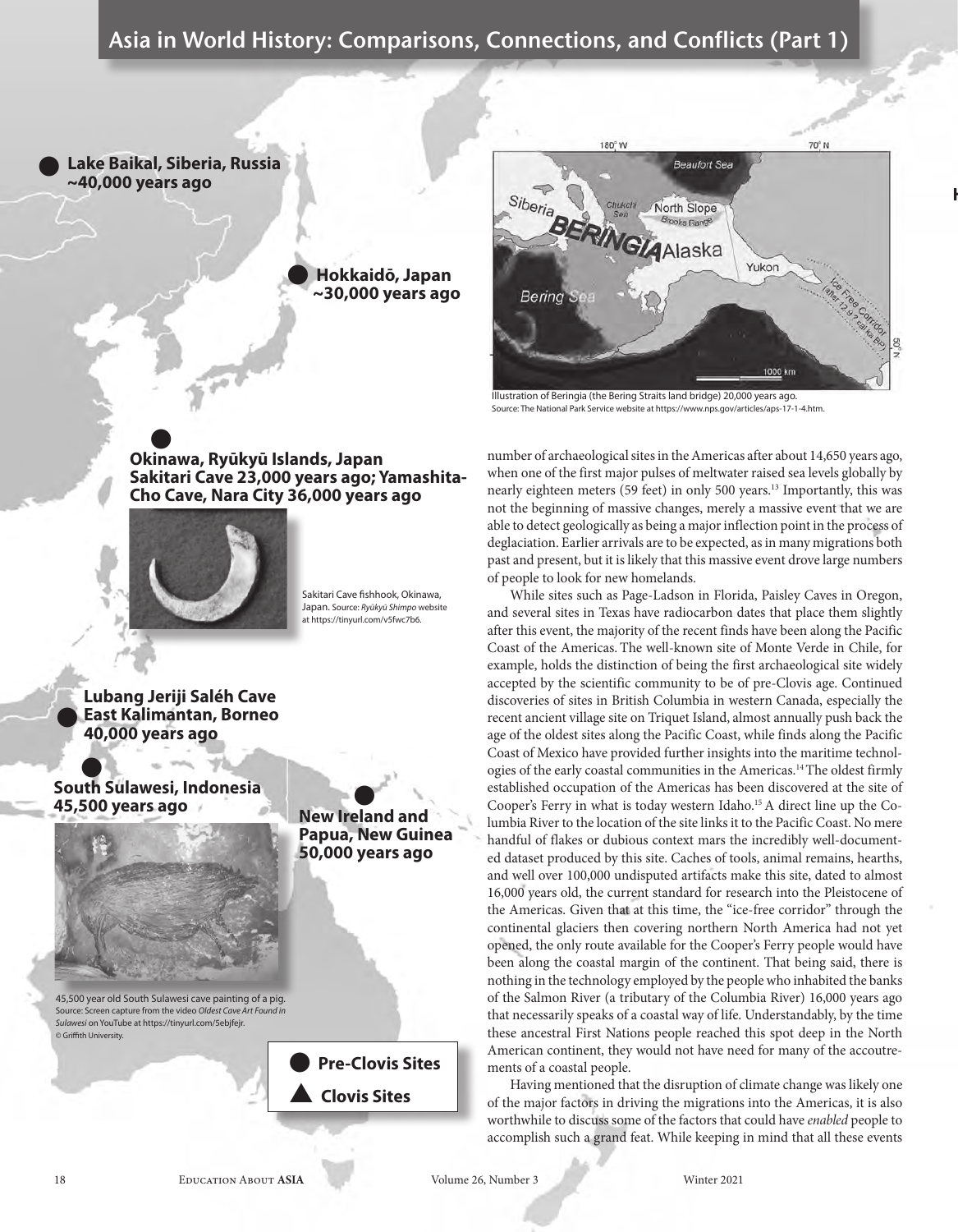Lake Baikal, Siberia, Russia ~40,000 years ago

Hokkaidō, Japan ~30,000 years ago

Illustration of Beringia (the Bering Straits land bridge) 20,000 years ago. Source: The National Park Service website at https://www.nps.gov/articles/aps-17-1-4.htm.

Okinawa, Ryūkyū Islands, Japan Sakitari Cave 23,000 years ago; Yamashita-Cho Cave, Nara City 36,000 years ago

Sakitari Cave fishhook, Okinawa, Japan. Source: *Ryūkyū Shimpo* website at https://tinyurl.com/v5fwc7b6.

Lubang Jeriji Saléh Cave East Kalimantan, Borneo 40,000 years ago

South Sulawesi, Indonesia 45,500 years ago

45,500 year old South Sulawesi cave painting of a pig. Source: Screen capture from the video *Oldest Cave Art Found in Sulawesi* on YouTube at https://tinyurl.com/5ebjfejr. © Griffith University.

New Ireland and Papua, New Guinea 50,000 years ago

● Pre-Clovis Sites

▲ Clovis Sites

number of archaeological sites in the Americas after about 14,650 years ago, when one of the first major pulses of meltwater raised sea levels globally by nearly eighteen meters (59 feet) in only 500 years.[13] Importantly, this was not the beginning of massive changes, merely a massive event that we are able to detect geologically as being a major inflection point in the process of deglaciation. Earlier arrivals are to be expected, as in many migrations both past and present, but it is likely that this massive event drove large numbers of people to look for new homelands.

While sites such as Page-Ladson in Florida, Paisley Caves in Oregon, and several sites in Texas have radiocarbon dates that place them slightly after this event, the majority of the recent finds have been along the Pacific Coast of the Americas. The well-known site of Monte Verde in Chile, for example, holds the distinction of being the first archaeological site widely accepted by the scientific community to be of pre-Clovis age. Continued discoveries of sites in British Columbia in western Canada, especially the recent ancient village site on Triquet Island, almost annually push back the age of the oldest sites along the Pacific Coast, while finds along the Pacific Coast of Mexico have provided further insights into the maritime technologies of the early coastal communities in the Americas.[14] The oldest firmly established occupation of the Americas has been discovered at the site of Cooper's Ferry in what is today western Idaho.[15] A direct line up the Columbia River to the location of the site links it to the Pacific Coast. No mere handful of flakes or dubious context mars the incredibly well-documented dataset produced by this site. Caches of tools, animal remains, hearths, and well over 100,000 undisputed artifacts make this site, dated to almost 16,000 years old, the current standard for research into the Pleistocene of the Americas. Given that at this time, the "ice-free corridor" through the continental glaciers then covering northern North America had not yet opened, the only route available for the Cooper's Ferry people would have been along the coastal margin of the continent. That being said, there is nothing in the technology employed by the people who inhabited the banks of the Salmon River (a tributary of the Columbia River) 16,000 years ago that necessarily speaks of a coastal way of life. Understandably, by the time these ancestral First Nations people reached this spot deep in the North American continent, they would not have need for many of the accoutrements of a coastal people.

Having mentioned that the disruption of climate change was likely one of the major factors in driving the migrations into the Americas, it is also worthwhile to discuss some of the factors that could have *enabled* people to accomplish such a grand feat. While keeping in mind that all these events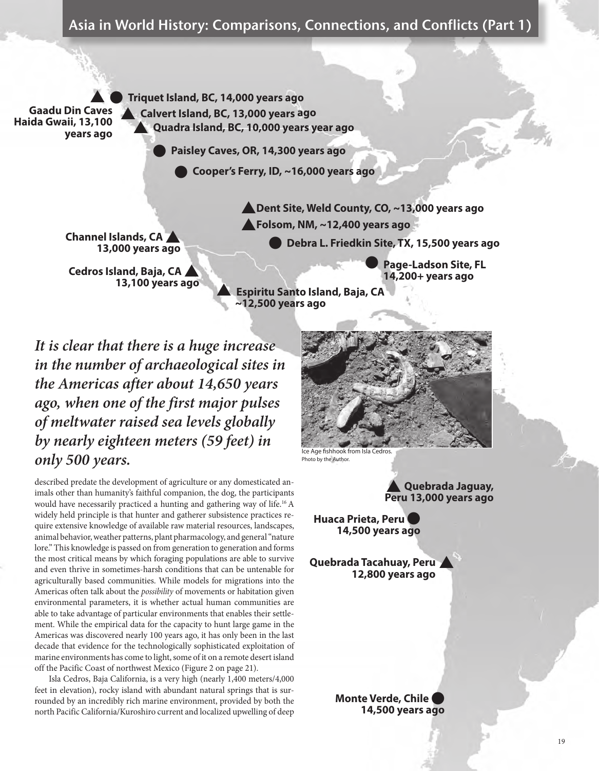Triquet Island, BC, 14,000 years ago

Gaadu Din Caves Haida Gwaii, 13,100 years ago

Calvert Island, BC, 13,000 years ago

Quadra Island, BC, 10,000 years year ago

Paisley Caves, OR, 14,300 years ago

Cooper's Ferry, ID, ~16,000 years ago

Dent Site, Weld County, CO, ~13,000 years ago

Folsom, NM, ~12,400 years ago

Channel Islands, CA 13,000 years ago

Debra L. Friedkin Site, TX, 15,500 years ago

Page-Ladson Site, FL 14,200+ years ago

Cedros Island, Baja, CA 13,100 years ago

Espiritu Santo Island, Baja, CA ~12,500 years ago

Quebrada Jaguay, Peru 13,000 years ago

Huaca Prieta, Peru 14,500 years ago

Quebrada Tacahuay, Peru 12,800 years ago

Monte Verde, Chile 14,500 years ago

***It is clear that there is a huge increase in the number of archaeological sites in the Americas after about 14,650 years ago, when one of the first major pulses of meltwater raised sea levels globally by nearly eighteen meters (59 feet) in only 500 years.***

Ice Age fishhook from Isla Cedros. Photo by the Author.

described predate the development of agriculture or any domesticated animals other than humanity's faithful companion, the dog, the participants would have necessarily practiced a hunting and gathering way of life.[16] A widely held principle is that hunter and gatherer subsistence practices require extensive knowledge of available raw material resources, landscapes, animal behavior, weather patterns, plant pharmacology, and general "nature lore." This knowledge is passed on from generation to generation and forms the most critical means by which foraging populations are able to survive and even thrive in sometimes-harsh conditions that can be untenable for agriculturally based communities. While models for migrations into the Americas often talk about the *possibility* of movements or habitation given environmental parameters, it is whether actual human communities are able to take advantage of particular environments that enables their settlement. While the empirical data for the capacity to hunt large game in the Americas was discovered nearly 100 years ago, it has only been in the last decade that evidence for the technologically sophisticated exploitation of marine environments has come to light, some of it on a remote desert island off the Pacific Coast of northwest Mexico (Figure 2 on page 21).

Isla Cedros, Baja California, is a very high (nearly 1,400 meters/4,000 feet in elevation), rocky island with abundant natural springs that is surrounded by an incredibly rich marine environment, provided by both the north Pacific California/Kuroshiro current and localized upwelling of deep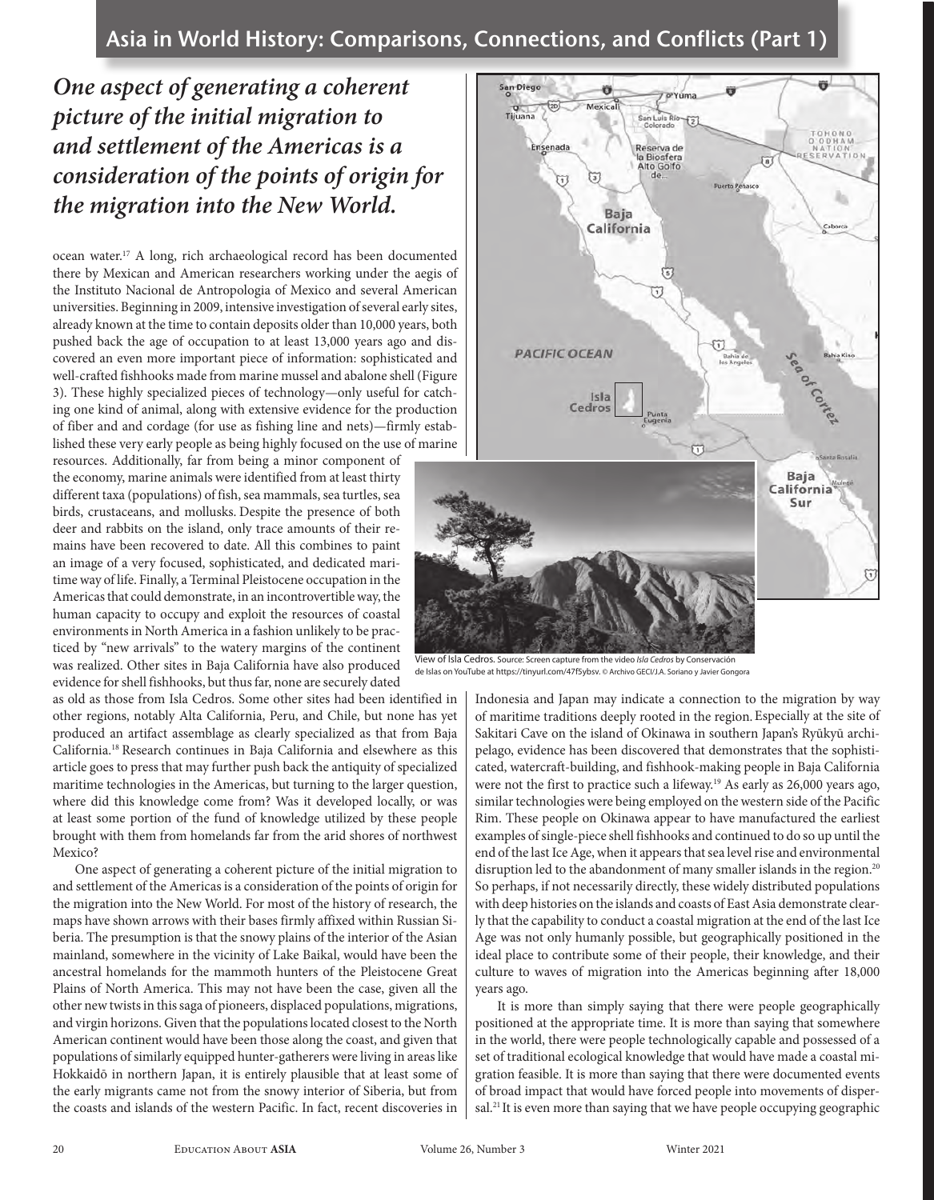*One aspect of generating a coherent picture of the initial migration to and settlement of the Americas is a consideration of the points of origin for the migration into the New World.*

ocean water.[17] A long, rich archaeological record has been documented there by Mexican and American researchers working under the aegis of the Instituto Nacional de Antropologia of Mexico and several American universities. Beginning in 2009, intensive investigation of several early sites, already known at the time to contain deposits older than 10,000 years, both pushed back the age of occupation to at least 13,000 years ago and discovered an even more important piece of information: sophisticated and well-crafted fishhooks made from marine mussel and abalone shell (Figure 3). These highly specialized pieces of technology—only useful for catching one kind of animal, along with extensive evidence for the production of fiber and and cordage (for use as fishing line and nets)—firmly established these very early people as being highly focused on the use of marine resources. Additionally, far from being a minor component of the economy, marine animals were identified from at least thirty different taxa (populations) of fish, sea mammals, sea turtles, sea birds, crustaceans, and mollusks. Despite the presence of both deer and rabbits on the island, only trace amounts of their remains have been recovered to date. All this combines to paint an image of a very focused, sophisticated, and dedicated maritime way of life. Finally, a Terminal Pleistocene occupation in the Americas that could demonstrate, in an incontrovertible way, the human capacity to occupy and exploit the resources of coastal environments in North America in a fashion unlikely to be practiced by "new arrivals" to the watery margins of the continent was realized. Other sites in Baja California have also produced evidence for shell fishhooks, but thus far, none are securely dated as old as those from Isla Cedros. Some other sites had been identified in other regions, notably Alta California, Peru, and Chile, but none has yet produced an artifact assemblage as clearly specialized as that from Baja California.[18] Research continues in Baja California and elsewhere as this article goes to press that may further push back the antiquity of specialized maritime technologies in the Americas, but turning to the larger question, where did this knowledge come from? Was it developed locally, or was at least some portion of the fund of knowledge utilized by these people brought with them from homelands far from the arid shores of northwest Mexico?

One aspect of generating a coherent picture of the initial migration to and settlement of the Americas is a consideration of the points of origin for the migration into the New World. For most of the history of research, the maps have shown arrows with their bases firmly affixed within Russian Siberia. The presumption is that the snowy plains of the interior of the Asian mainland, somewhere in the vicinity of Lake Baikal, would have been the ancestral homelands for the mammoth hunters of the Pleistocene Great Plains of North America. This may not have been the case, given all the other new twists in this saga of pioneers, displaced populations, migrations, and virgin horizons. Given that the populations located closest to the North American continent would have been those along the coast, and given that populations of similarly equipped hunter-gatherers were living in areas like Hokkaidō in northern Japan, it is entirely plausible that at least some of the early migrants came not from the snowy interior of Siberia, but from the coasts and islands of the western Pacific. In fact, recent discoveries in Indonesia and Japan may indicate a connection to the migration by way of maritime traditions deeply rooted in the region. Especially at the site of Sakitari Cave on the island of Okinawa in southern Japan's Ryūkyū archipelago, evidence has been discovered that demonstrates that the sophisticated, watercraft-building, and fishhook-making people in Baja California were not the first to practice such a lifeway.[19] As early as 26,000 years ago, similar technologies were being employed on the western side of the Pacific Rim. These people on Okinawa appear to have manufactured the earliest examples of single-piece shell fishhooks and continued to do so up until the end of the last Ice Age, when it appears that sea level rise and environmental disruption led to the abandonment of many smaller islands in the region.[20] So perhaps, if not necessarily directly, these widely distributed populations with deep histories on the islands and coasts of East Asia demonstrate clearly that the capability to conduct a coastal migration at the end of the last Ice Age was not only humanly possible, but geographically positioned in the ideal place to contribute some of their people, their knowledge, and their culture to waves of migration into the Americas beginning after 18,000 years ago.

View of Isla Cedros. Source: Screen capture from the video *Isla Cedros* by Conservación de Islas on YouTube at https://tinyurl.com/47f5ybsv. © Archivo GECI/J.A. Soriano y Javier Gongora

It is more than simply saying that there were people geographically positioned at the appropriate time. It is more than saying that somewhere in the world, there were people technologically capable and possessed of a set of traditional ecological knowledge that would have made a coastal migration feasible. It is more than saying that there were documented events of broad impact that would have forced people into movements of dispersal.[21] It is even more than saying that we have people occupying geographic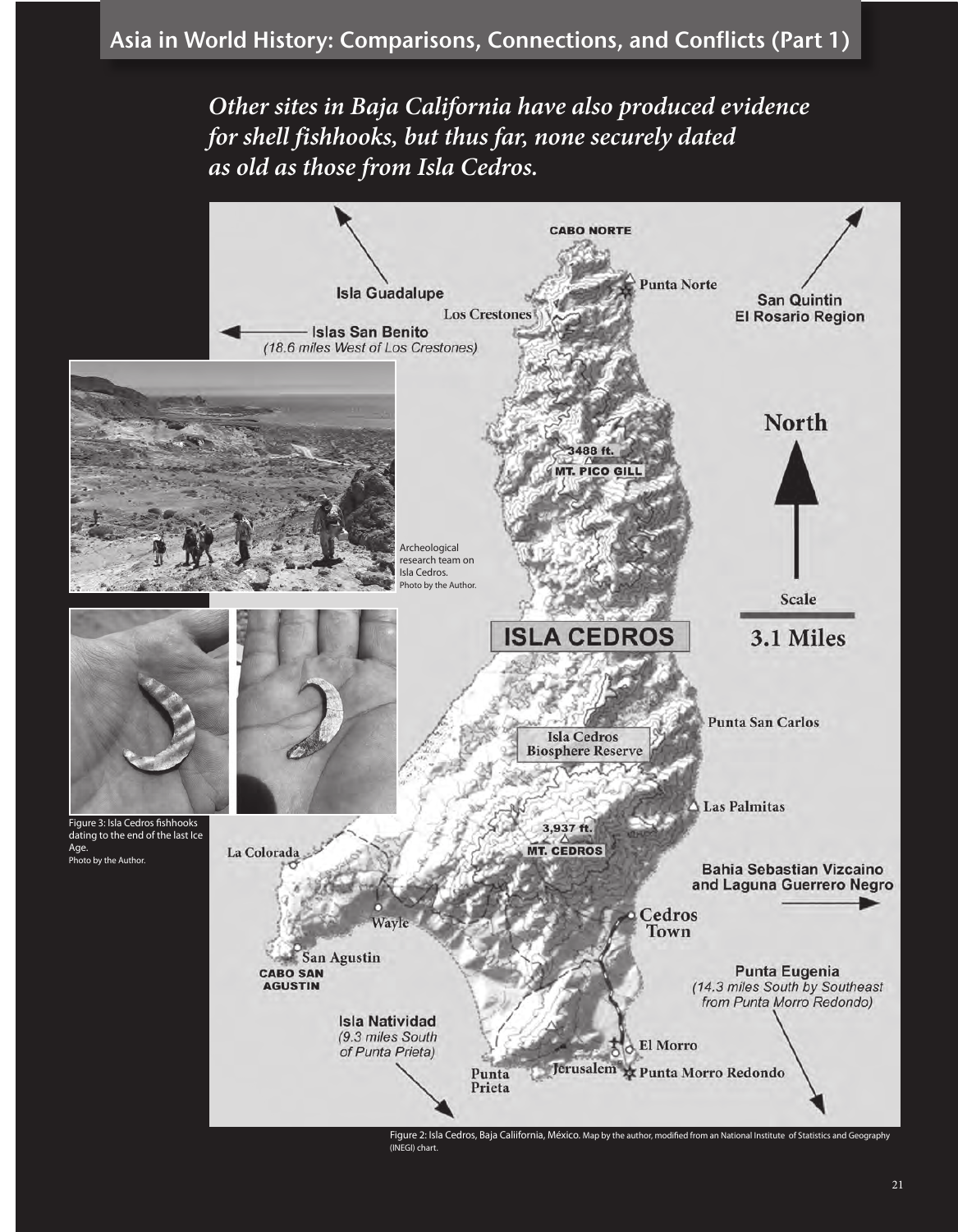*Other sites in Baja California have also produced evidence for shell fishhooks, but thus far, none securely dated as old as those from Isla Cedros.*

Archeological research team on Isla Cedros. Photo by the Author.

Figure 3: Isla Cedros fishhooks dating to the end of the last Ice Age. Photo by the Author.

Figure 2: Isla Cedros, Baja Caliifornia, México. Map by the author, modified from an National Institute of Statistics and Geography (INEGI) chart.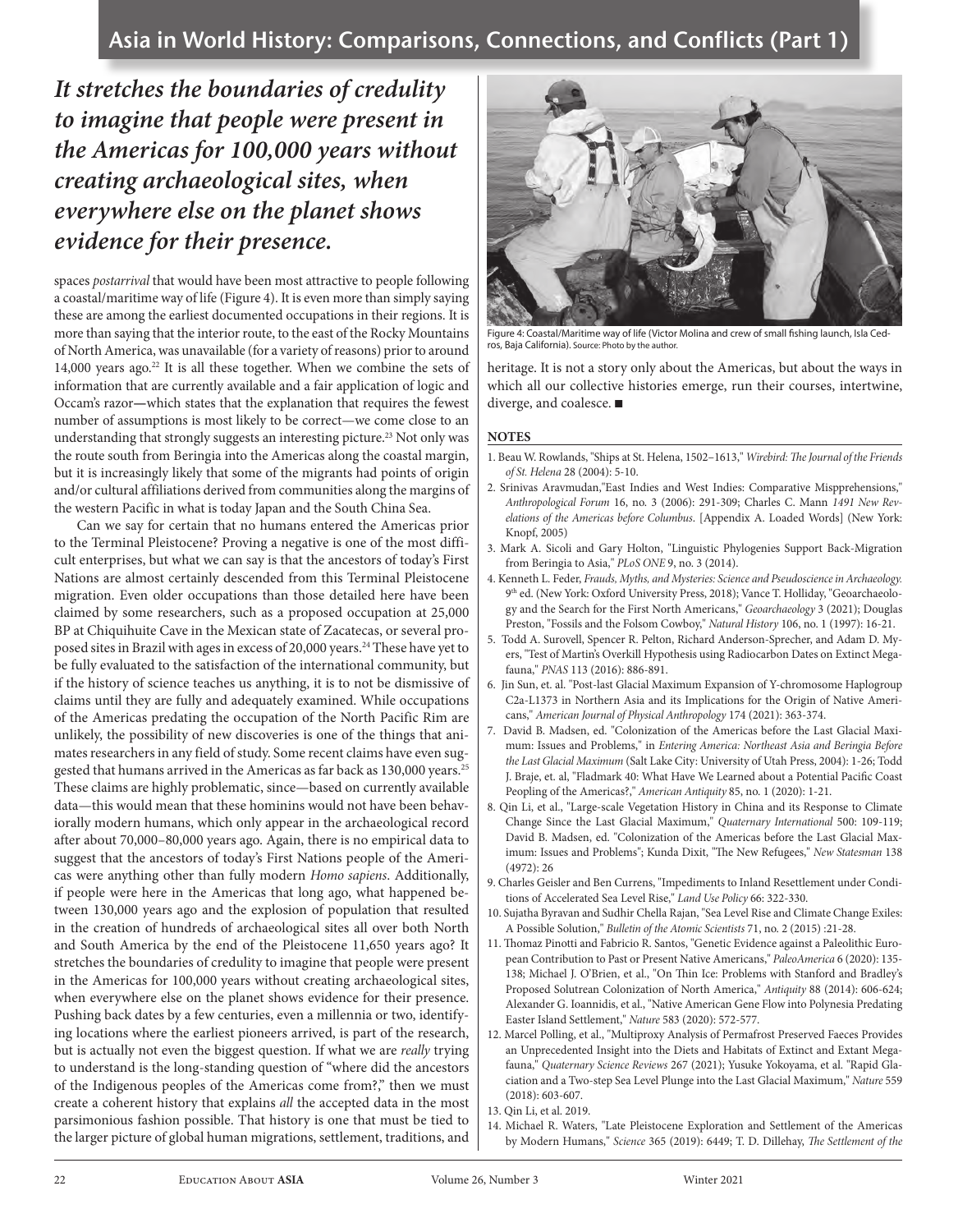*It stretches the boundaries of credulity to imagine that people were present in the Americas for 100,000 years without creating archaeological sites, when everywhere else on the planet shows evidence for their presence.*

spaces *postarrival* that would have been most attractive to people following a coastal/maritime way of life (Figure 4). It is even more than simply saying these are among the earliest documented occupations in their regions. It is more than saying that the interior route, to the east of the Rocky Mountains of North America, was unavailable (for a variety of reasons) prior to around 14,000 years ago.[22] It is all these together. When we combine the sets of information that are currently available and a fair application of logic and Occam's razor—which states that the explanation that requires the fewest number of assumptions is most likely to be correct—we come close to an understanding that strongly suggests an interesting picture.[23] Not only was the route south from Beringia into the Americas along the coastal margin, but it is increasingly likely that some of the migrants had points of origin and/or cultural affiliations derived from communities along the margins of the western Pacific in what is today Japan and the South China Sea.

Can we say for certain that no humans entered the Americas prior to the Terminal Pleistocene? Proving a negative is one of the most difficult enterprises, but what we can say is that the ancestors of today's First Nations are almost certainly descended from this Terminal Pleistocene migration. Even older occupations than those detailed here have been claimed by some researchers, such as a proposed occupation at 25,000 BP at Chiquihuite Cave in the Mexican state of Zacatecas, or several proposed sites in Brazil with ages in excess of 20,000 years.[24] These have yet to be fully evaluated to the satisfaction of the international community, but if the history of science teaches us anything, it is to not be dismissive of claims until they are fully and adequately examined. While occupations of the Americas predating the occupation of the North Pacific Rim are unlikely, the possibility of new discoveries is one of the things that animates researchers in any field of study. Some recent claims have even suggested that humans arrived in the Americas as far back as 130,000 years.[25] These claims are highly problematic, since—based on currently available data—this would mean that these hominins would not have been behaviorally modern humans, which only appear in the archaeological record after about 70,000–80,000 years ago. Again, there is no empirical data to suggest that the ancestors of today's First Nations people of the Americas were anything other than fully modern *Homo sapiens*. Additionally, if people were here in the Americas that long ago, what happened between 130,000 years ago and the explosion of population that resulted in the creation of hundreds of archaeological sites all over both North and South America by the end of the Pleistocene 11,650 years ago? It stretches the boundaries of credulity to imagine that people were present in the Americas for 100,000 years without creating archaeological sites, when everywhere else on the planet shows evidence for their presence. Pushing back dates by a few centuries, even a millennia or two, identifying locations where the earliest pioneers arrived, is part of the research, but is actually not even the biggest question. If what we are *really* trying to understand is the long-standing question of "where did the ancestors of the Indigenous peoples of the Americas come from?," then we must create a coherent history that explains *all* the accepted data in the most parsimonious fashion possible. That history is one that must be tied to the larger picture of global human migrations, settlement, traditions, and heritage. It is not a story only about the Americas, but about the ways in which all our collective histories emerge, run their courses, intertwine, diverge, and coalesce. ■

Figure 4: Coastal/Maritime way of life (Victor Molina and crew of small fishing launch, Isla Cedros, Baja California). Source: Photo by the author.

## NOTES

1. Beau W. Rowlands, "Ships at St. Helena, 1502–1613," *Wirebird: The Journal of the Friends of St. Helena* 28 (2004): 5-10.
2. Srinivas Aravmudan,"East Indies and West Indies: Comparative Missprehensions," *Anthropological Forum* 16, no. 3 (2006): 291-309; Charles C. Mann *1491 New Revelations of the Americas before Columbus*. [Appendix A. Loaded Words] (New York: Knopf, 2005)
3. Mark A. Sicoli and Gary Holton, "Linguistic Phylogenies Support Back-Migration from Beringia to Asia," *PLoS ONE* 9, no. 3 (2014).
4. Kenneth L. Feder, *Frauds, Myths, and Mysteries: Science and Pseudoscience in Archaeology.* 9th ed. (New York: Oxford University Press, 2018); Vance T. Holliday, "Geoarchaeology and the Search for the First North Americans," *Geoarchaeology* 3 (2021); Douglas Preston, "Fossils and the Folsom Cowboy," *Natural History* 106, no. 1 (1997): 16-21.
5. Todd A. Surovell, Spencer R. Pelton, Richard Anderson-Sprecher, and Adam D. Myers, "Test of Martin's Overkill Hypothesis using Radiocarbon Dates on Extinct Megafauna," *PNAS* 113 (2016): 886-891.
6. Jin Sun, et. al. "Post-last Glacial Maximum Expansion of Y-chromosome Haplogroup C2a-L1373 in Northern Asia and its Implications for the Origin of Native Americans," *American Journal of Physical Anthropology* 174 (2021): 363-374.
7. David B. Madsen, ed. "Colonization of the Americas before the Last Glacial Maximum: Issues and Problems," in *Entering America: Northeast Asia and Beringia Before the Last Glacial Maximum* (Salt Lake City: University of Utah Press, 2004): 1-26; Todd J. Braje, et. al, "Fladmark 40: What Have We Learned about a Potential Pacific Coast Peopling of the Americas?," *American Antiquity* 85, no. 1 (2020): 1-21.
8. Qin Li, et al., "Large-scale Vegetation History in China and its Response to Climate Change Since the Last Glacial Maximum," *Quaternary International* 500: 109-119; David B. Madsen, ed. "Colonization of the Americas before the Last Glacial Maximum: Issues and Problems"; Kunda Dixit, "The New Refugees," *New Statesman* 138 (4972): 26
9. Charles Geisler and Ben Currens, "Impediments to Inland Resettlement under Conditions of Accelerated Sea Level Rise," *Land Use Policy* 66: 322-330.
10. Sujatha Byravan and Sudhir Chella Rajan, "Sea Level Rise and Climate Change Exiles: A Possible Solution," *Bulletin of the Atomic Scientists* 71, no. 2 (2015) :21-28.
11. Thomaz Pinotti and Fabricio R. Santos, "Genetic Evidence against a Paleolithic European Contribution to Past or Present Native Americans," *PaleoAmerica* 6 (2020): 135-138; Michael J. O'Brien, et al., "On Thin Ice: Problems with Stanford and Bradley's Proposed Solutrean Colonization of North America," *Antiquity* 88 (2014): 606-624; Alexander G. Ioannidis, et al., "Native American Gene Flow into Polynesia Predating Easter Island Settlement," *Nature* 583 (2020): 572-577.
12. Marcel Polling, et al., "Multiproxy Analysis of Permafrost Preserved Faeces Provides an Unprecedented Insight into the Diets and Habitats of Extinct and Extant Megafauna," *Quaternary Science Reviews* 267 (2021); Yusuke Yokoyama, et al. "Rapid Glaciation and a Two-step Sea Level Plunge into the Last Glacial Maximum," *Nature* 559 (2018): 603-607.
13. Qin Li, et al. 2019.
14. Michael R. Waters, "Late Pleistocene Exploration and Settlement of the Americas by Modern Humans," *Science* 365 (2019): 6449; T. D. Dillehay, *The Settlement of the*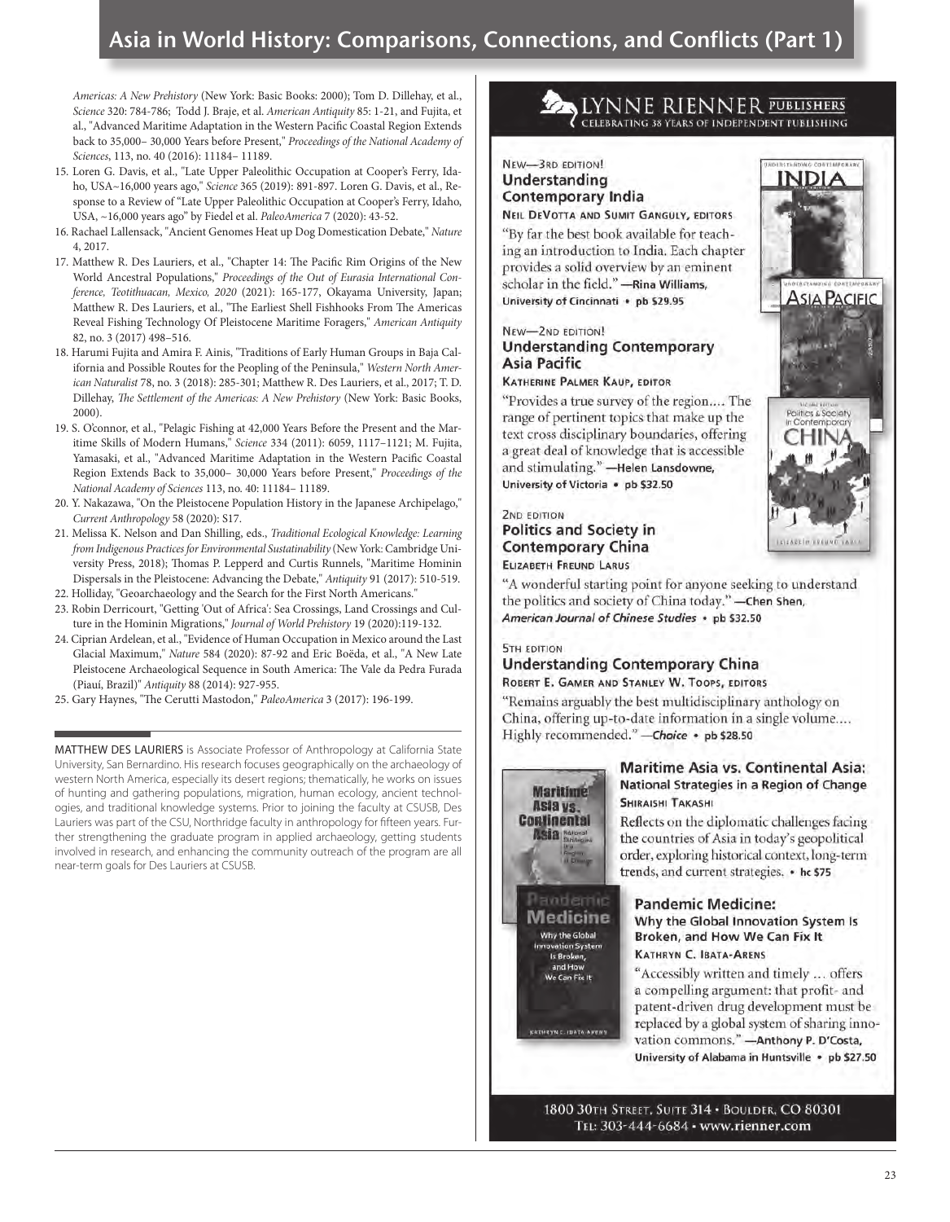*Americas: A New Prehistory* (New York: Basic Books: 2000); Tom D. Dillehay, et al., *Science* 320: 784-786; Todd J. Braje, et al. *American Antiquity* 85: 1-21, and Fujita, et al., "Advanced Maritime Adaptation in the Western Pacific Coastal Region Extends back to 35,000– 30,000 Years before Present," *Proceedings of the National Academy of Sciences*, 113, no. 40 (2016): 11184– 11189.

15. Loren G. Davis, et al., "Late Upper Paleolithic Occupation at Cooper's Ferry, Idaho, USA~16,000 years ago," *Science* 365 (2019): 891-897. Loren G. Davis, et al., Response to a Review of "Late Upper Paleolithic Occupation at Cooper's Ferry, Idaho, USA, ~16,000 years ago" by Fiedel et al. *PaleoAmerica* 7 (2020): 43-52.
16. Rachael Lallensack, "Ancient Genomes Heat up Dog Domestication Debate," *Nature* 4, 2017.
17. Matthew R. Des Lauriers, et al., "Chapter 14: The Pacific Rim Origins of the New World Ancestral Populations," *Proceedings of the Out of Eurasia International Conference, Teotihuacan, Mexico, 2020* (2021): 165-177, Okayama University, Japan; Matthew R. Des Lauriers, et al., "The Earliest Shell Fishhooks From The Americas Reveal Fishing Technology Of Pleistocene Maritime Foragers," *American Antiquity* 82, no. 3 (2017) 498–516.
18. Harumi Fujita and Amira F. Ainis, "Traditions of Early Human Groups in Baja California and Possible Routes for the Peopling of the Peninsula," *Western North American Naturalist* 78, no. 3 (2018): 285-301; Matthew R. Des Lauriers, et al., 2017; T. D. Dillehay, *The Settlement of the Americas: A New Prehistory* (New York: Basic Books, 2000).
19. S. O'connor, et al., "Pelagic Fishing at 42,000 Years Before the Present and the Maritime Skills of Modern Humans," *Science* 334 (2011): 6059, 1117–1121; M. Fujita, Yamasaki, et al., "Advanced Maritime Adaptation in the Western Pacific Coastal Region Extends Back to 35,000– 30,000 Years before Present," *Proceedings of the National Academy of Sciences* 113, no. 40: 11184– 11189.
20. Y. Nakazawa, "On the Pleistocene Population History in the Japanese Archipelago," *Current Anthropology* 58 (2020): S17.
21. Melissa K. Nelson and Dan Shilling, eds., *Traditional Ecological Knowledge: Learning from Indigenous Practices for Environmental Sustainability* (New York: Cambridge University Press, 2018); Thomas P. Lepperd and Curtis Runnels, "Maritime Hominin Dispersals in the Pleistocene: Advancing the Debate," *Antiquity* 91 (2017): 510-519.
22. Holliday, "Geoarchaeology and the Search for the First North Americans."
23. Robin Derricourt, "Getting 'Out of Africa': Sea Crossings, Land Crossings and Culture in the Hominin Migrations," *Journal of World Prehistory* 19 (2020):119-132.
24. Ciprian Ardelean, et al., "Evidence of Human Occupation in Mexico around the Last Glacial Maximum," *Nature* 584 (2020): 87-92 and Eric Boëda, et al., "A New Late Pleistocene Archaeological Sequence in South America: The Vale da Pedra Furada (Piauí, Brazil)" *Antiquity* 88 (2014): 927-955.
25. Gary Haynes, "The Cerutti Mastodon," *PaleoAmerica* 3 (2017): 196-199.

MATTHEW DES LAURIERS is Associate Professor of Anthropology at California State University, San Bernardino. His research focuses geographically on the archaeology of western North America, especially its desert regions; thematically, he works on issues of hunting and gathering populations, migration, human ecology, ancient technologies, and traditional knowledge systems. Prior to joining the faculty at CSUSB, Des Lauriers was part of the CSU, Northridge faculty in anthropology for fifteen years. Further strengthening the graduate program in applied archaeology, getting students involved in research, and enhancing the community outreach of the program are all near-term goals for Des Lauriers at CSUSB.

## LYNNE RIENNER PUBLISHERS

CELEBRATING 38 YEARS OF INDEPENDENT PUBLISHING

NEW—3RD EDITION!

### Understanding Contemporary India

NEIL DEVOTTA AND SUMIT GANGULY, EDITORS

"By far the best book available for teaching an introduction to India. Each chapter provides a solid overview by an eminent scholar in the field." —Rina Williams, University of Cincinnati • pb $29.95

NEW—2ND EDITION!

### Understanding Contemporary Asia Pacific

KATHERINE PALMER KAUP, EDITOR

"Provides a true survey of the region.... The range of pertinent topics that make up the text cross disciplinary boundaries, offering a great deal of knowledge that is accessible and stimulating." —Helen Lansdowne, University of Victoria • pb $32.50

2ND EDITION

### Politics and Society in Contemporary China

ELIZABETH FREUND LARUS

"A wonderful starting point for anyone seeking to understand the politics and society of China today." —Chen Shen, *American Journal of Chinese Studies* • pb $32.50

5TH EDITION

### Understanding Contemporary China

ROBERT E. GAMER AND STANLEY W. TOOPS, EDITORS

"Remains arguably the best multidisciplinary anthology on China, offering up-to-date information in a single volume.... Highly recommended." —*Choice* • pb $28.50

### Maritime Asia vs. Continental Asia: National Strategies in a Region of Change

SHIRAISHI TAKASHI

Reflects on the diplomatic challenges facing the countries of Asia in today's geopolitical order, exploring historical context, long-term trends, and current strategies. • hc $75

### Pandemic Medicine: Why the Global Innovation System Is Broken, and How We Can Fix It

KATHRYN C. IBATA-ARENS

"Accessibly written and timely ... offers a compelling argument: that profit- and patent-driven drug development must be replaced by a global system of sharing innovation commons." —Anthony P. D'Costa, University of Alabama in Huntsville • pb $27.50

1800 30TH STREET, SUITE 314 • BOULDER, CO 80301
TEL: 303-444-6684 • www.rienner.com